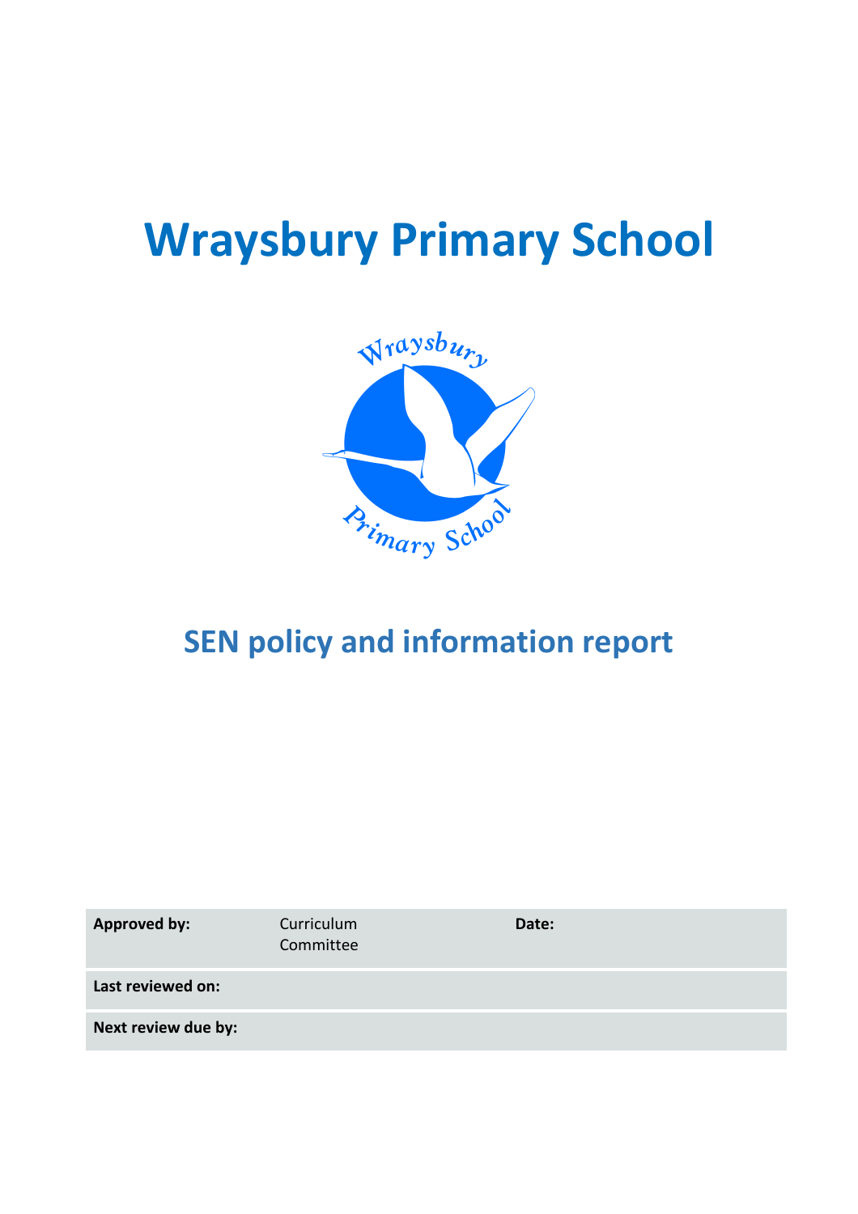# Wraysbury Primary School

## SEN policy and information report

| Approved by: | Curriculum Committee | Date: | |
|---|---|---|---|
| Last reviewed on: | | | |
| Next review due by: | | | |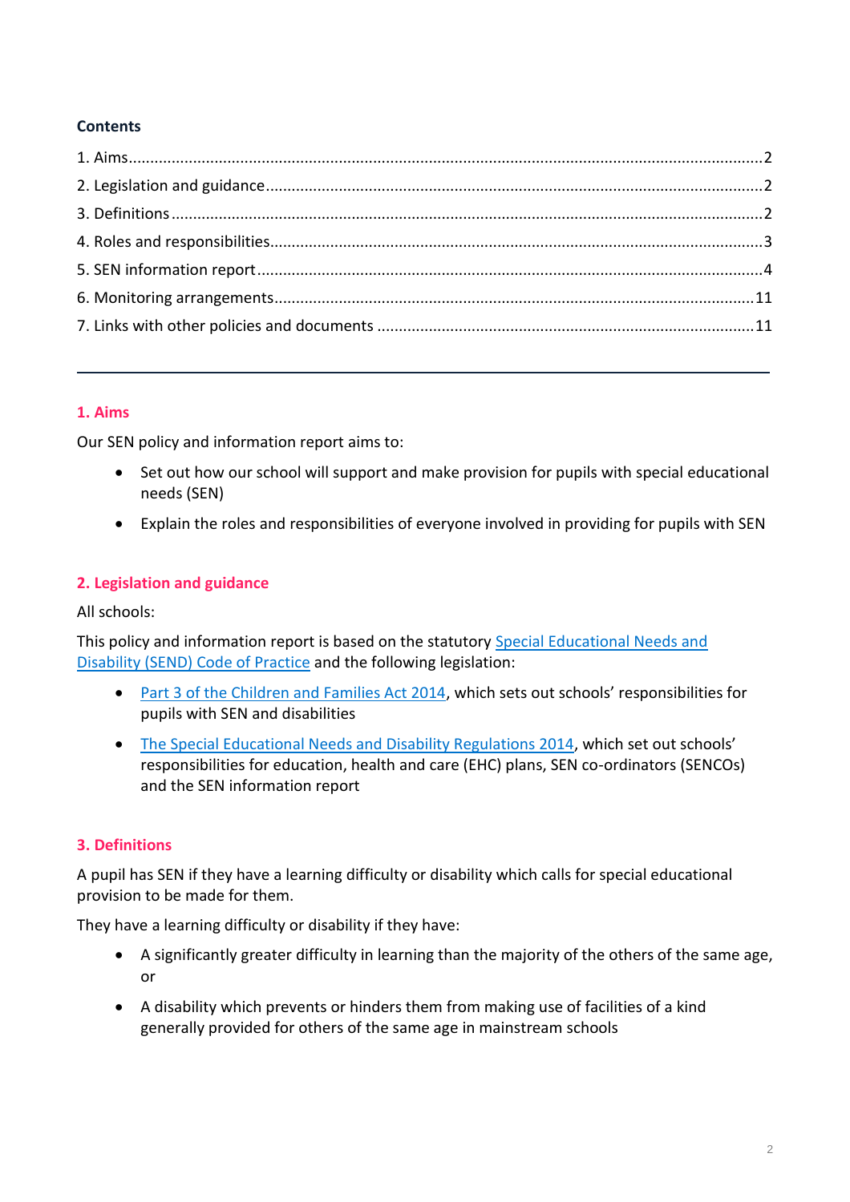**Contents**

1. Aims ... 2
2. Legislation and guidance ... 2
3. Definitions ... 2
4. Roles and responsibilities ... 3
5. SEN information report ... 4
6. Monitoring arrangements ... 11
7. Links with other policies and documents ... 11

---

## 1. Aims

Our SEN policy and information report aims to:

- Set out how our school will support and make provision for pupils with special educational needs (SEN)
- Explain the roles and responsibilities of everyone involved in providing for pupils with SEN

## 2. Legislation and guidance

All schools:

This policy and information report is based on the statutory [Special Educational Needs and Disability (SEND) Code of Practice]() and the following legislation:

- [Part 3 of the Children and Families Act 2014](), which sets out schools' responsibilities for pupils with SEN and disabilities
- [The Special Educational Needs and Disability Regulations 2014](), which set out schools' responsibilities for education, health and care (EHC) plans, SEN co-ordinators (SENCOs) and the SEN information report

## 3. Definitions

A pupil has SEN if they have a learning difficulty or disability which calls for special educational provision to be made for them.

They have a learning difficulty or disability if they have:

- A significantly greater difficulty in learning than the majority of the others of the same age, or
- A disability which prevents or hinders them from making use of facilities of a kind generally provided for others of the same age in mainstream schools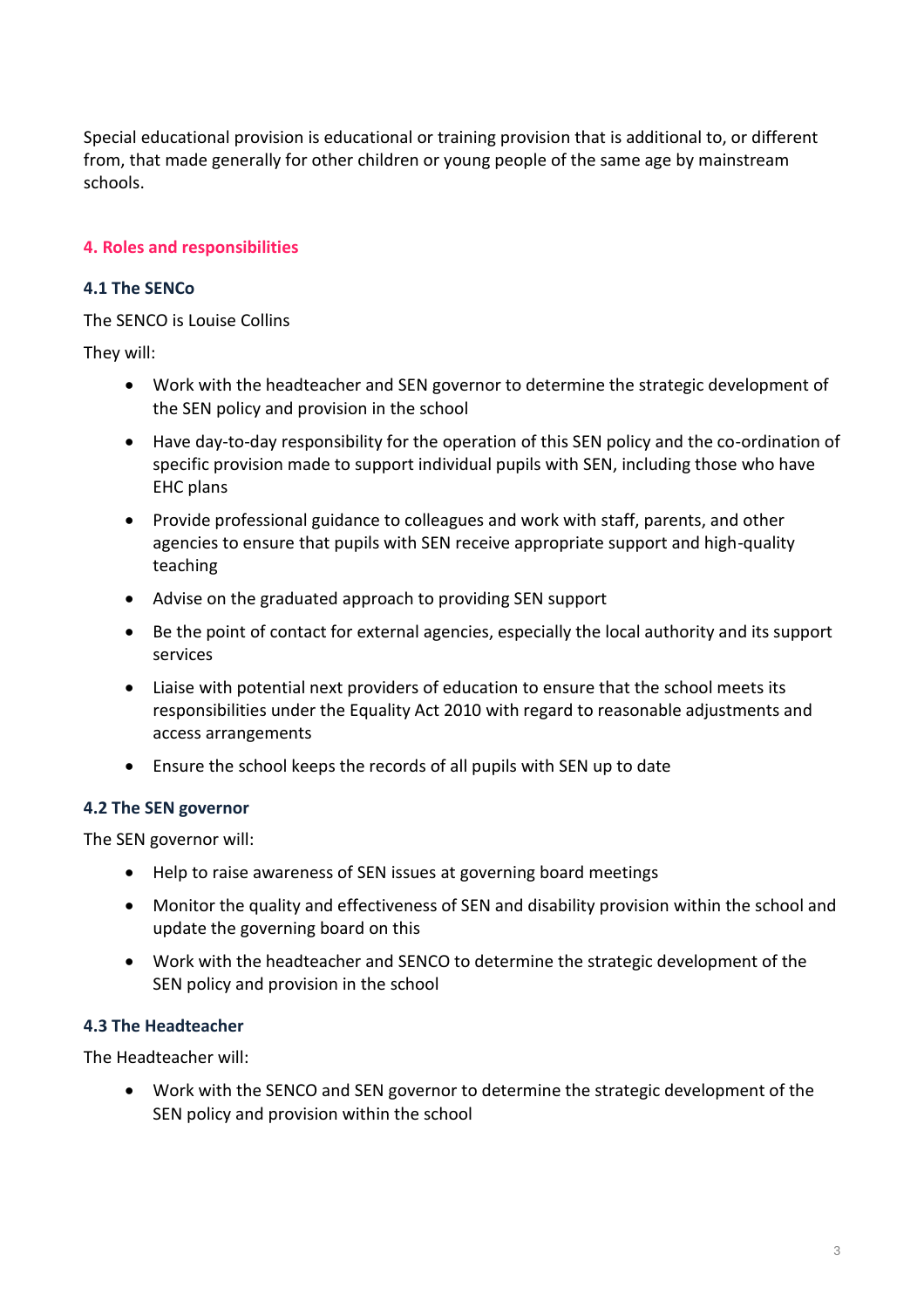Special educational provision is educational or training provision that is additional to, or different from, that made generally for other children or young people of the same age by mainstream schools.

## 4. Roles and responsibilities

### 4.1 The SENCo

The SENCO is Louise Collins

They will:

- Work with the headteacher and SEN governor to determine the strategic development of the SEN policy and provision in the school
- Have day-to-day responsibility for the operation of this SEN policy and the co-ordination of specific provision made to support individual pupils with SEN, including those who have EHC plans
- Provide professional guidance to colleagues and work with staff, parents, and other agencies to ensure that pupils with SEN receive appropriate support and high-quality teaching
- Advise on the graduated approach to providing SEN support
- Be the point of contact for external agencies, especially the local authority and its support services
- Liaise with potential next providers of education to ensure that the school meets its responsibilities under the Equality Act 2010 with regard to reasonable adjustments and access arrangements
- Ensure the school keeps the records of all pupils with SEN up to date

### 4.2 The SEN governor

The SEN governor will:

- Help to raise awareness of SEN issues at governing board meetings
- Monitor the quality and effectiveness of SEN and disability provision within the school and update the governing board on this
- Work with the headteacher and SENCO to determine the strategic development of the SEN policy and provision in the school

### 4.3 The Headteacher

The Headteacher will:

- Work with the SENCO and SEN governor to determine the strategic development of the SEN policy and provision within the school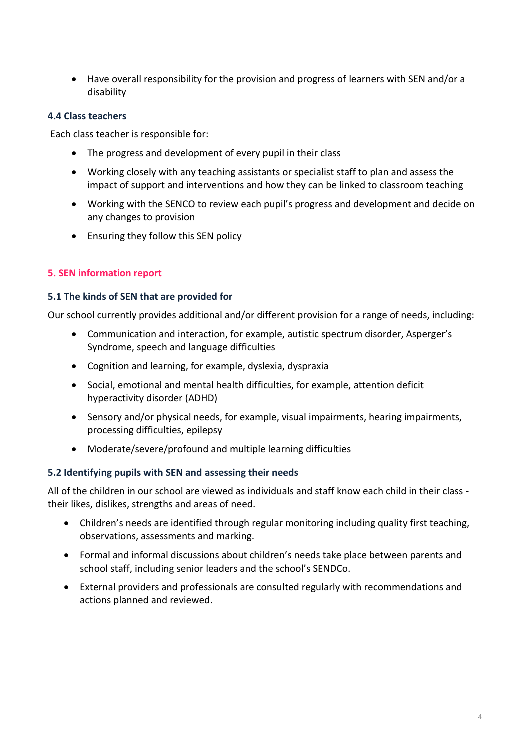- Have overall responsibility for the provision and progress of learners with SEN and/or a disability

### 4.4 Class teachers

Each class teacher is responsible for:

- The progress and development of every pupil in their class
- Working closely with any teaching assistants or specialist staff to plan and assess the impact of support and interventions and how they can be linked to classroom teaching
- Working with the SENCO to review each pupil's progress and development and decide on any changes to provision
- Ensuring they follow this SEN policy

## 5. SEN information report

### 5.1 The kinds of SEN that are provided for

Our school currently provides additional and/or different provision for a range of needs, including:

- Communication and interaction, for example, autistic spectrum disorder, Asperger's Syndrome, speech and language difficulties
- Cognition and learning, for example, dyslexia, dyspraxia
- Social, emotional and mental health difficulties, for example, attention deficit hyperactivity disorder (ADHD)
- Sensory and/or physical needs, for example, visual impairments, hearing impairments, processing difficulties, epilepsy
- Moderate/severe/profound and multiple learning difficulties

### 5.2 Identifying pupils with SEN and assessing their needs

All of the children in our school are viewed as individuals and staff know each child in their class - their likes, dislikes, strengths and areas of need.

- Children's needs are identified through regular monitoring including quality first teaching, observations, assessments and marking.
- Formal and informal discussions about children's needs take place between parents and school staff, including senior leaders and the school's SENDCo.
- External providers and professionals are consulted regularly with recommendations and actions planned and reviewed.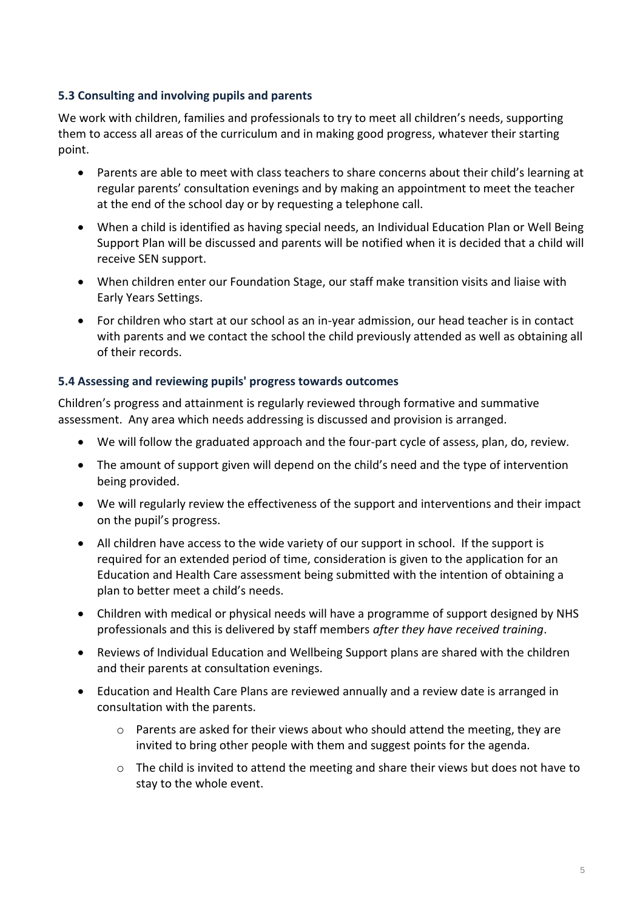### 5.3 Consulting and involving pupils and parents

We work with children, families and professionals to try to meet all children's needs, supporting them to access all areas of the curriculum and in making good progress, whatever their starting point.

- Parents are able to meet with class teachers to share concerns about their child's learning at regular parents' consultation evenings and by making an appointment to meet the teacher at the end of the school day or by requesting a telephone call.
- When a child is identified as having special needs, an Individual Education Plan or Well Being Support Plan will be discussed and parents will be notified when it is decided that a child will receive SEN support.
- When children enter our Foundation Stage, our staff make transition visits and liaise with Early Years Settings.
- For children who start at our school as an in-year admission, our head teacher is in contact with parents and we contact the school the child previously attended as well as obtaining all of their records.

### 5.4 Assessing and reviewing pupils' progress towards outcomes

Children's progress and attainment is regularly reviewed through formative and summative assessment. Any area which needs addressing is discussed and provision is arranged.

- We will follow the graduated approach and the four-part cycle of assess, plan, do, review.
- The amount of support given will depend on the child's need and the type of intervention being provided.
- We will regularly review the effectiveness of the support and interventions and their impact on the pupil's progress.
- All children have access to the wide variety of our support in school. If the support is required for an extended period of time, consideration is given to the application for an Education and Health Care assessment being submitted with the intention of obtaining a plan to better meet a child's needs.
- Children with medical or physical needs will have a programme of support designed by NHS professionals and this is delivered by staff members *after they have received training*.
- Reviews of Individual Education and Wellbeing Support plans are shared with the children and their parents at consultation evenings.
- Education and Health Care Plans are reviewed annually and a review date is arranged in consultation with the parents.
  - Parents are asked for their views about who should attend the meeting, they are invited to bring other people with them and suggest points for the agenda.
  - The child is invited to attend the meeting and share their views but does not have to stay to the whole event.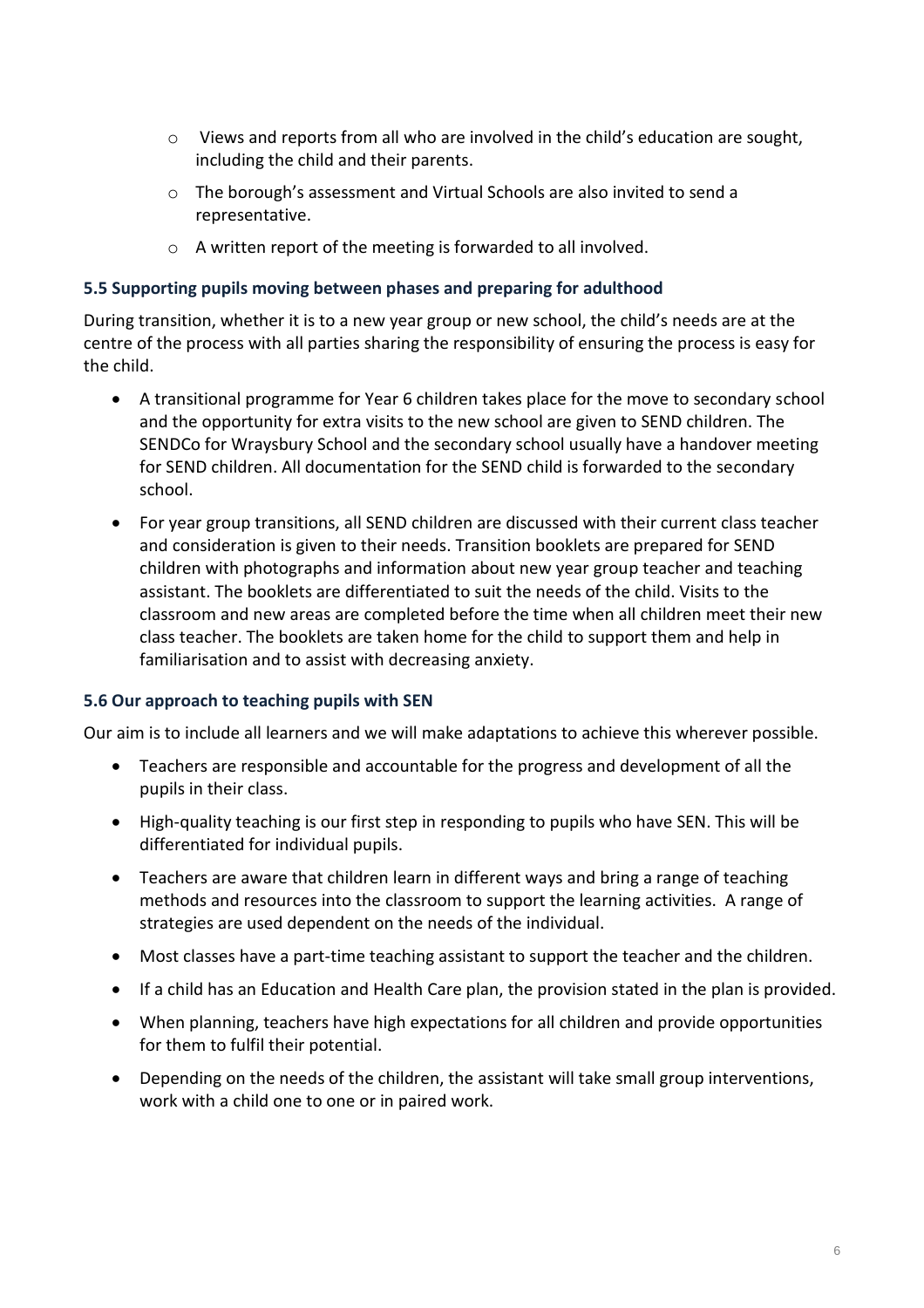- Views and reports from all who are involved in the child's education are sought, including the child and their parents.
   - The borough's assessment and Virtual Schools are also invited to send a representative.
   - A written report of the meeting is forwarded to all involved.

### 5.5 Supporting pupils moving between phases and preparing for adulthood

During transition, whether it is to a new year group or new school, the child's needs are at the centre of the process with all parties sharing the responsibility of ensuring the process is easy for the child.

- A transitional programme for Year 6 children takes place for the move to secondary school and the opportunity for extra visits to the new school are given to SEND children. The SENDCo for Wraysbury School and the secondary school usually have a handover meeting for SEND children. All documentation for the SEND child is forwarded to the secondary school.
- For year group transitions, all SEND children are discussed with their current class teacher and consideration is given to their needs. Transition booklets are prepared for SEND children with photographs and information about new year group teacher and teaching assistant. The booklets are differentiated to suit the needs of the child. Visits to the classroom and new areas are completed before the time when all children meet their new class teacher. The booklets are taken home for the child to support them and help in familiarisation and to assist with decreasing anxiety.

### 5.6 Our approach to teaching pupils with SEN

Our aim is to include all learners and we will make adaptations to achieve this wherever possible.

- Teachers are responsible and accountable for the progress and development of all the pupils in their class.
- High-quality teaching is our first step in responding to pupils who have SEN. This will be differentiated for individual pupils.
- Teachers are aware that children learn in different ways and bring a range of teaching methods and resources into the classroom to support the learning activities. A range of strategies are used dependent on the needs of the individual.
- Most classes have a part-time teaching assistant to support the teacher and the children.
- If a child has an Education and Health Care plan, the provision stated in the plan is provided.
- When planning, teachers have high expectations for all children and provide opportunities for them to fulfil their potential.
- Depending on the needs of the children, the assistant will take small group interventions, work with a child one to one or in paired work.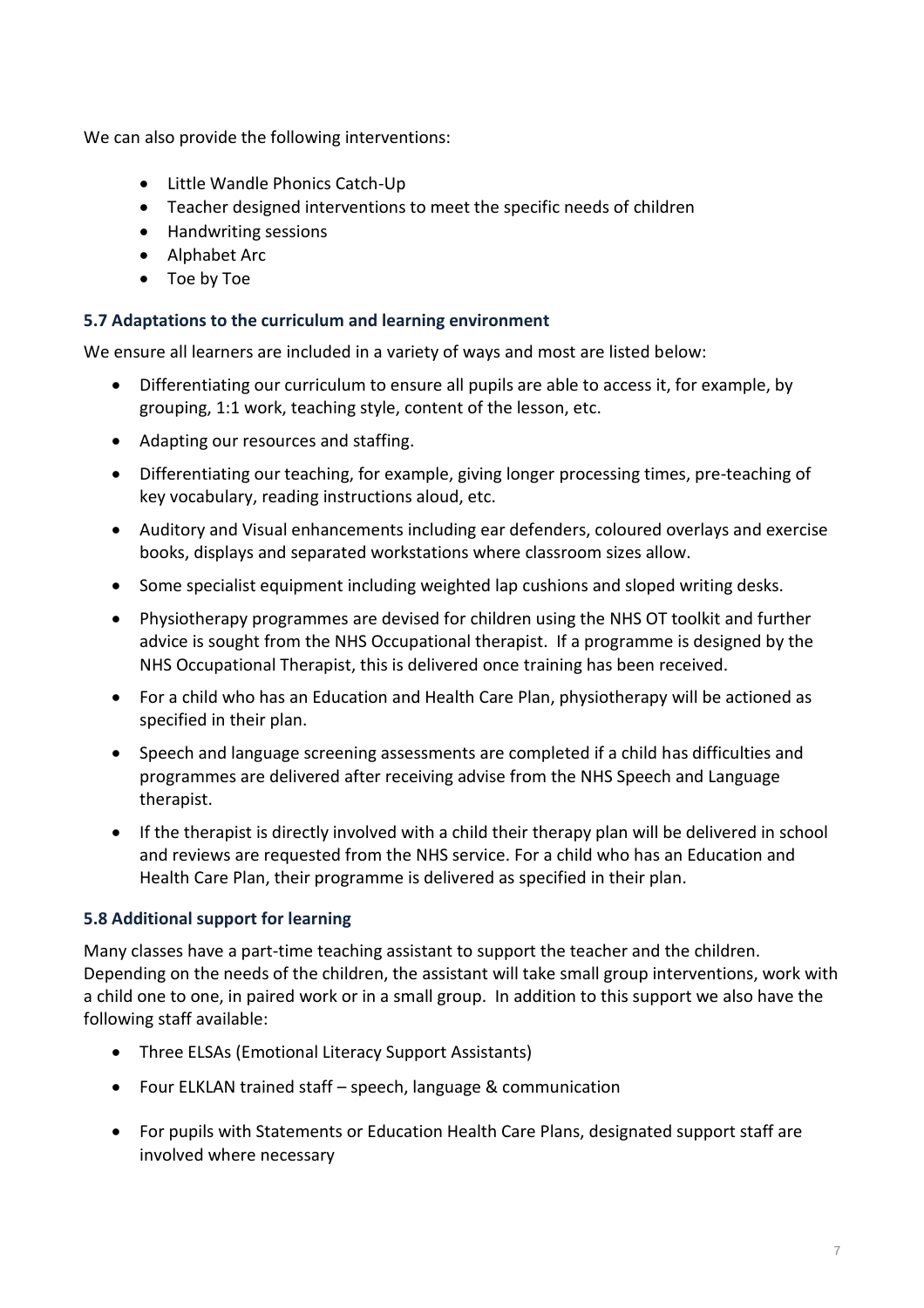We can also provide the following interventions:

- Little Wandle Phonics Catch-Up
- Teacher designed interventions to meet the specific needs of children
- Handwriting sessions
- Alphabet Arc
- Toe by Toe

### 5.7 Adaptations to the curriculum and learning environment

We ensure all learners are included in a variety of ways and most are listed below:

- Differentiating our curriculum to ensure all pupils are able to access it, for example, by grouping, 1:1 work, teaching style, content of the lesson, etc.
- Adapting our resources and staffing.
- Differentiating our teaching, for example, giving longer processing times, pre-teaching of key vocabulary, reading instructions aloud, etc.
- Auditory and Visual enhancements including ear defenders, coloured overlays and exercise books, displays and separated workstations where classroom sizes allow.
- Some specialist equipment including weighted lap cushions and sloped writing desks.
- Physiotherapy programmes are devised for children using the NHS OT toolkit and further advice is sought from the NHS Occupational therapist. If a programme is designed by the NHS Occupational Therapist, this is delivered once training has been received.
- For a child who has an Education and Health Care Plan, physiotherapy will be actioned as specified in their plan.
- Speech and language screening assessments are completed if a child has difficulties and programmes are delivered after receiving advise from the NHS Speech and Language therapist.
- If the therapist is directly involved with a child their therapy plan will be delivered in school and reviews are requested from the NHS service. For a child who has an Education and Health Care Plan, their programme is delivered as specified in their plan.

### 5.8 Additional support for learning

Many classes have a part-time teaching assistant to support the teacher and the children. Depending on the needs of the children, the assistant will take small group interventions, work with a child one to one, in paired work or in a small group. In addition to this support we also have the following staff available:

- Three ELSAs (Emotional Literacy Support Assistants)
- Four ELKLAN trained staff – speech, language & communication
- For pupils with Statements or Education Health Care Plans, designated support staff are involved where necessary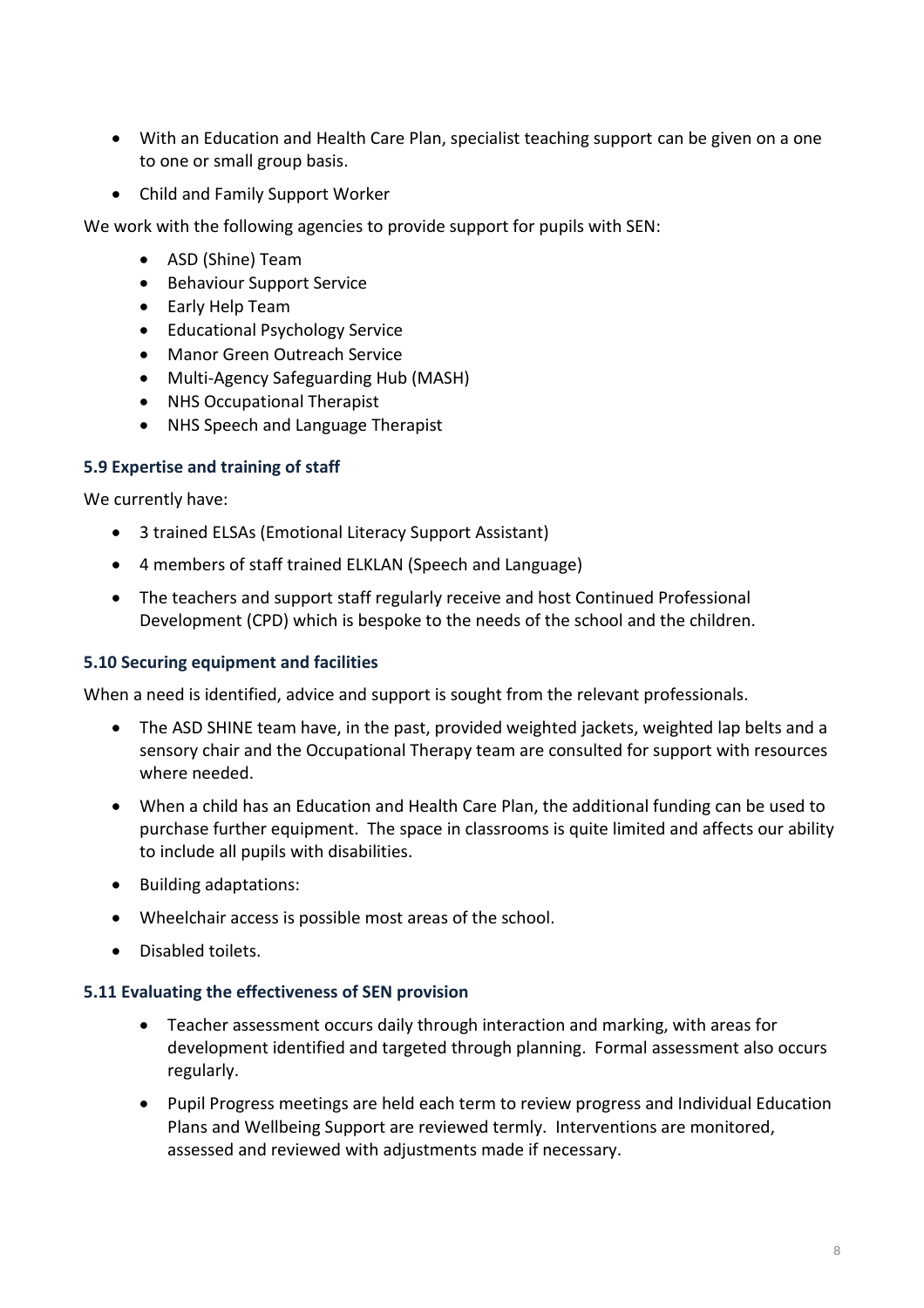- With an Education and Health Care Plan, specialist teaching support can be given on a one to one or small group basis.
- Child and Family Support Worker

We work with the following agencies to provide support for pupils with SEN:

- ASD (Shine) Team
- Behaviour Support Service
- Early Help Team
- Educational Psychology Service
- Manor Green Outreach Service
- Multi-Agency Safeguarding Hub (MASH)
- NHS Occupational Therapist
- NHS Speech and Language Therapist

### 5.9 Expertise and training of staff

We currently have:

- 3 trained ELSAs (Emotional Literacy Support Assistant)
- 4 members of staff trained ELKLAN (Speech and Language)
- The teachers and support staff regularly receive and host Continued Professional Development (CPD) which is bespoke to the needs of the school and the children.

### 5.10 Securing equipment and facilities

When a need is identified, advice and support is sought from the relevant professionals.

- The ASD SHINE team have, in the past, provided weighted jackets, weighted lap belts and a sensory chair and the Occupational Therapy team are consulted for support with resources where needed.
- When a child has an Education and Health Care Plan, the additional funding can be used to purchase further equipment. The space in classrooms is quite limited and affects our ability to include all pupils with disabilities.
- Building adaptations:
- Wheelchair access is possible most areas of the school.
- Disabled toilets.

### 5.11 Evaluating the effectiveness of SEN provision

- Teacher assessment occurs daily through interaction and marking, with areas for development identified and targeted through planning. Formal assessment also occurs regularly.
- Pupil Progress meetings are held each term to review progress and Individual Education Plans and Wellbeing Support are reviewed termly. Interventions are monitored, assessed and reviewed with adjustments made if necessary.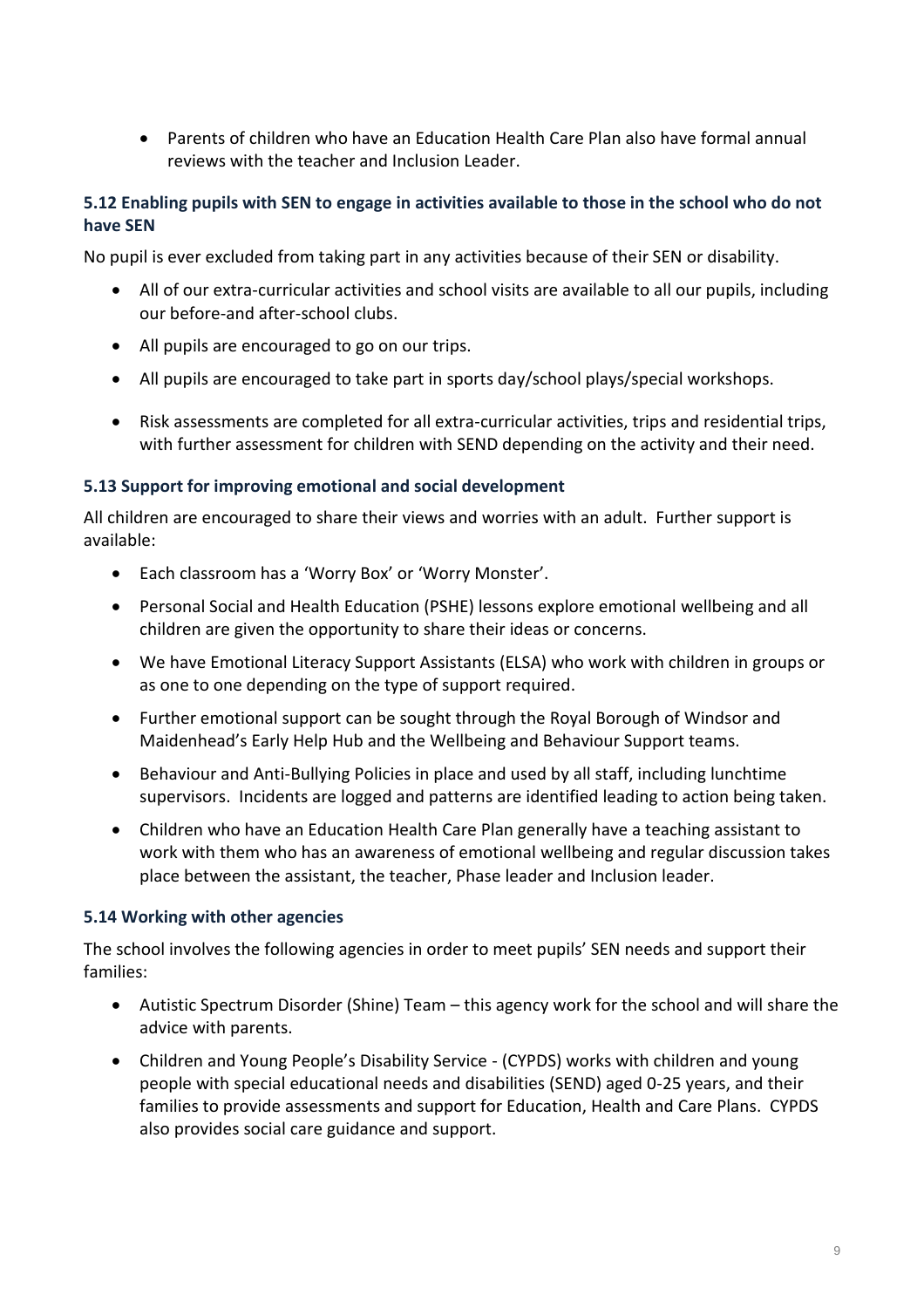- Parents of children who have an Education Health Care Plan also have formal annual reviews with the teacher and Inclusion Leader.

### 5.12 Enabling pupils with SEN to engage in activities available to those in the school who do not have SEN

No pupil is ever excluded from taking part in any activities because of their SEN or disability.

- All of our extra-curricular activities and school visits are available to all our pupils, including our before-and after-school clubs.
- All pupils are encouraged to go on our trips.
- All pupils are encouraged to take part in sports day/school plays/special workshops.
- Risk assessments are completed for all extra-curricular activities, trips and residential trips, with further assessment for children with SEND depending on the activity and their need.

### 5.13 Support for improving emotional and social development

All children are encouraged to share their views and worries with an adult. Further support is available:

- Each classroom has a 'Worry Box' or 'Worry Monster'.
- Personal Social and Health Education (PSHE) lessons explore emotional wellbeing and all children are given the opportunity to share their ideas or concerns.
- We have Emotional Literacy Support Assistants (ELSA) who work with children in groups or as one to one depending on the type of support required.
- Further emotional support can be sought through the Royal Borough of Windsor and Maidenhead's Early Help Hub and the Wellbeing and Behaviour Support teams.
- Behaviour and Anti-Bullying Policies in place and used by all staff, including lunchtime supervisors. Incidents are logged and patterns are identified leading to action being taken.
- Children who have an Education Health Care Plan generally have a teaching assistant to work with them who has an awareness of emotional wellbeing and regular discussion takes place between the assistant, the teacher, Phase leader and Inclusion leader.

### 5.14 Working with other agencies

The school involves the following agencies in order to meet pupils' SEN needs and support their families:

- Autistic Spectrum Disorder (Shine) Team – this agency work for the school and will share the advice with parents.
- Children and Young People's Disability Service - (CYPDS) works with children and young people with special educational needs and disabilities (SEND) aged 0-25 years, and their families to provide assessments and support for Education, Health and Care Plans. CYPDS also provides social care guidance and support.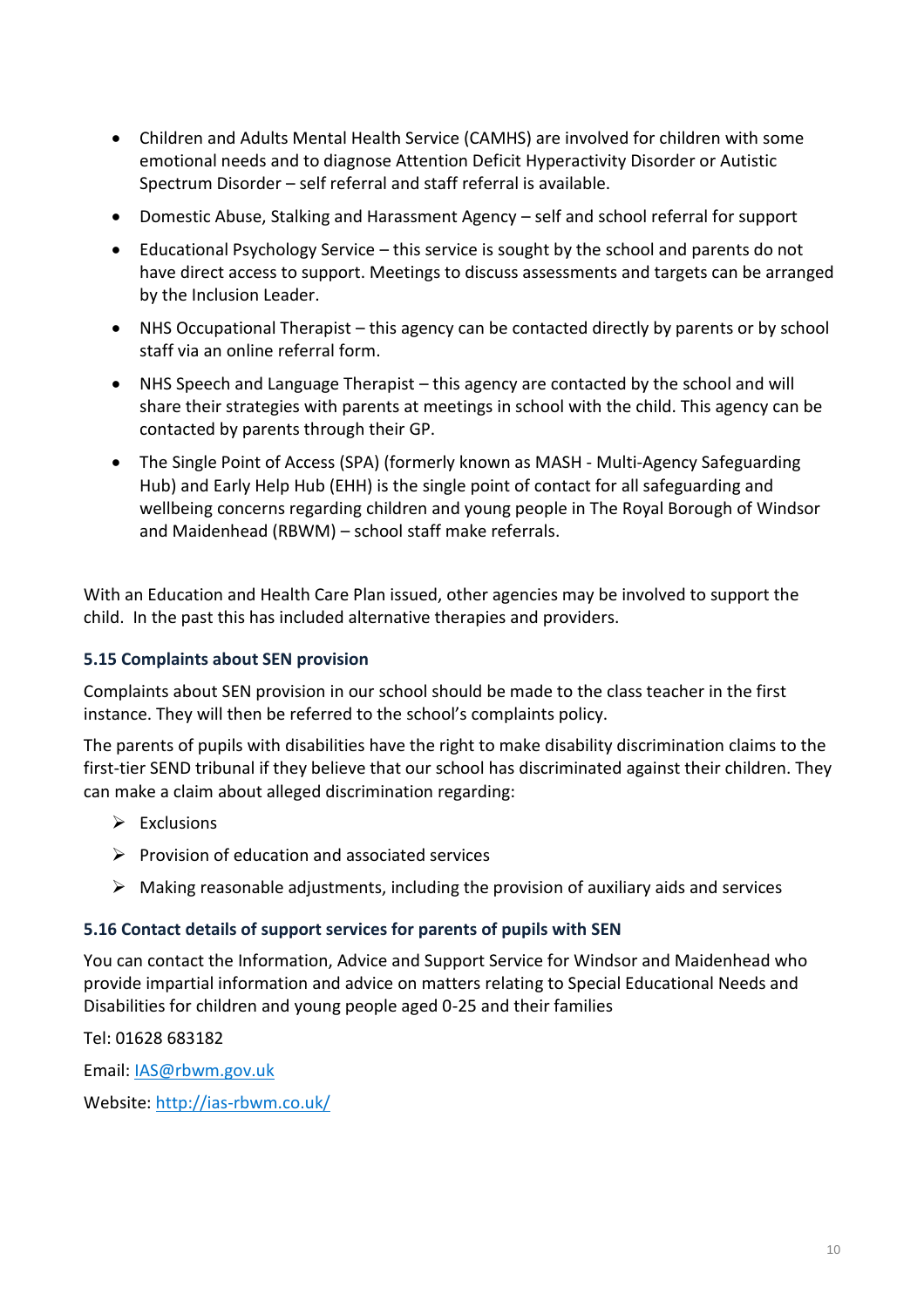- Children and Adults Mental Health Service (CAMHS) are involved for children with some emotional needs and to diagnose Attention Deficit Hyperactivity Disorder or Autistic Spectrum Disorder – self referral and staff referral is available.
- Domestic Abuse, Stalking and Harassment Agency – self and school referral for support
- Educational Psychology Service – this service is sought by the school and parents do not have direct access to support. Meetings to discuss assessments and targets can be arranged by the Inclusion Leader.
- NHS Occupational Therapist – this agency can be contacted directly by parents or by school staff via an online referral form.
- NHS Speech and Language Therapist – this agency are contacted by the school and will share their strategies with parents at meetings in school with the child. This agency can be contacted by parents through their GP.
- The Single Point of Access (SPA) (formerly known as MASH - Multi-Agency Safeguarding Hub) and Early Help Hub (EHH) is the single point of contact for all safeguarding and wellbeing concerns regarding children and young people in The Royal Borough of Windsor and Maidenhead (RBWM) – school staff make referrals.

With an Education and Health Care Plan issued, other agencies may be involved to support the child. In the past this has included alternative therapies and providers.

### 5.15 Complaints about SEN provision

Complaints about SEN provision in our school should be made to the class teacher in the first instance. They will then be referred to the school's complaints policy.

The parents of pupils with disabilities have the right to make disability discrimination claims to the first-tier SEND tribunal if they believe that our school has discriminated against their children. They can make a claim about alleged discrimination regarding:

- Exclusions
- Provision of education and associated services
- Making reasonable adjustments, including the provision of auxiliary aids and services

### 5.16 Contact details of support services for parents of pupils with SEN

You can contact the Information, Advice and Support Service for Windsor and Maidenhead who provide impartial information and advice on matters relating to Special Educational Needs and Disabilities for children and young people aged 0-25 and their families

Tel: 01628 683182

Email: [IAS@rbwm.gov.uk](mailto:IAS@rbwm.gov.uk)

Website: [http://ias-rbwm.co.uk/](http://ias-rbwm.co.uk/)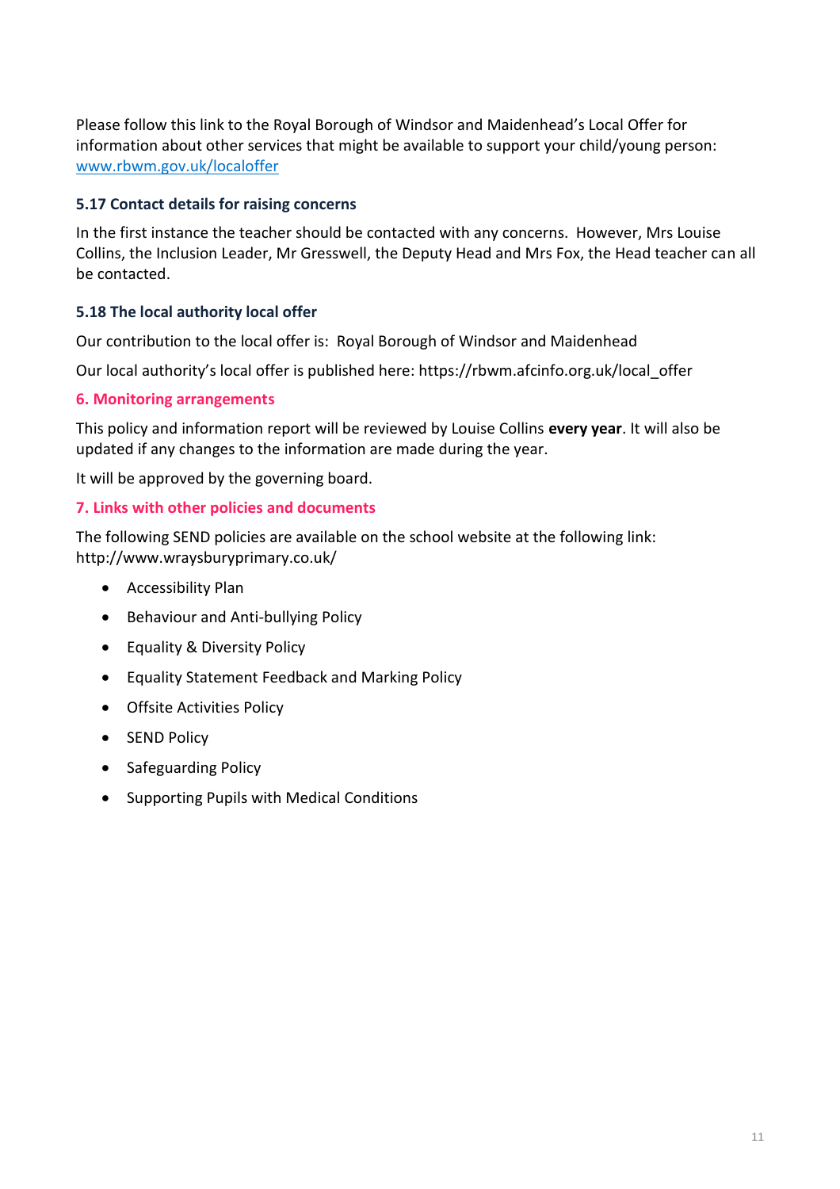Please follow this link to the Royal Borough of Windsor and Maidenhead's Local Offer for information about other services that might be available to support your child/young person: [www.rbwm.gov.uk/localoffer](http://www.rbwm.gov.uk/localoffer)

### 5.17 Contact details for raising concerns

In the first instance the teacher should be contacted with any concerns. However, Mrs Louise Collins, the Inclusion Leader, Mr Gresswell, the Deputy Head and Mrs Fox, the Head teacher can all be contacted.

### 5.18 The local authority local offer

Our contribution to the local offer is: Royal Borough of Windsor and Maidenhead

Our local authority's local offer is published here: https://rbwm.afcinfo.org.uk/local_offer

## 6. Monitoring arrangements

This policy and information report will be reviewed by Louise Collins **every year**. It will also be updated if any changes to the information are made during the year.

It will be approved by the governing board.

## 7. Links with other policies and documents

The following SEND policies are available on the school website at the following link: http://www.wraysburyprimary.co.uk/

- Accessibility Plan
- Behaviour and Anti-bullying Policy
- Equality & Diversity Policy
- Equality Statement Feedback and Marking Policy
- Offsite Activities Policy
- SEND Policy
- Safeguarding Policy
- Supporting Pupils with Medical Conditions